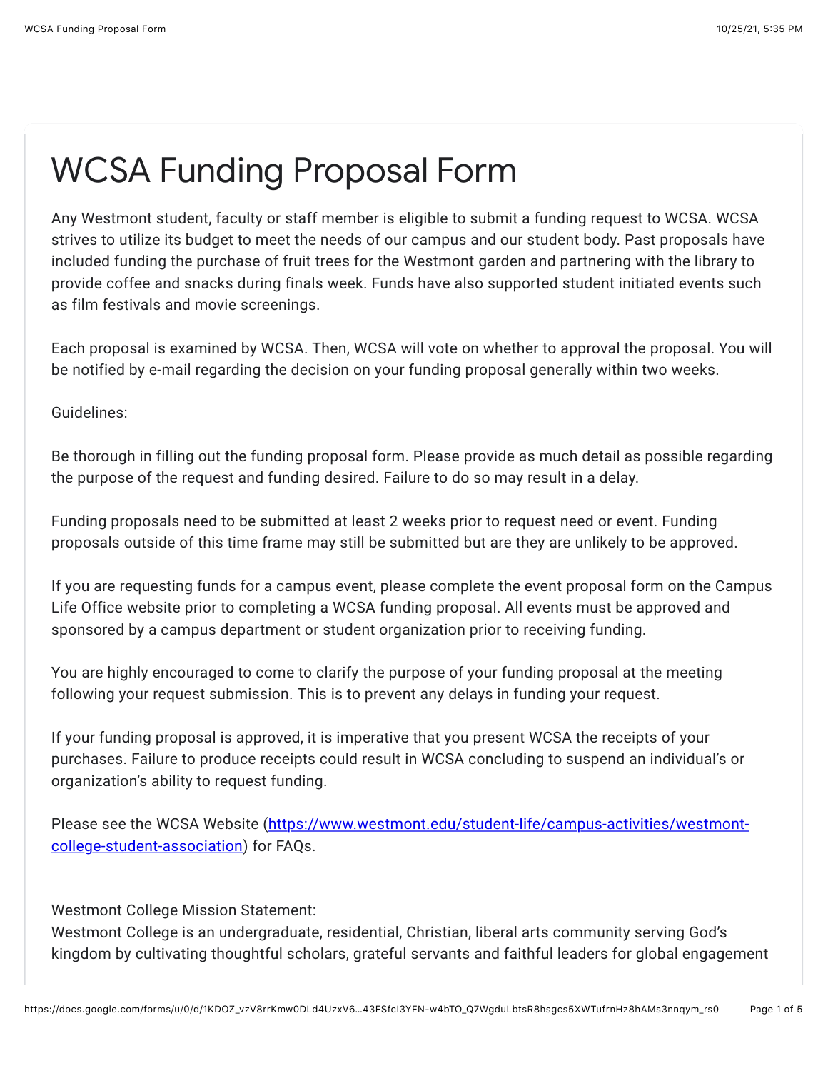# WCSA Funding Proposal Form

Any Westmont student, faculty or staff member is eligible to submit a funding request to WCSA. WCSA strives to utilize its budget to meet the needs of our campus and our student body. Past proposals have included funding the purchase of fruit trees for the Westmont garden and partnering with the library to provide coffee and snacks during finals week. Funds have also supported student initiated events such as film festivals and movie screenings.

Each proposal is examined by WCSA. Then, WCSA will vote on whether to approval the proposal. You will be notified by e-mail regarding the decision on your funding proposal generally within two weeks.

Guidelines:

Be thorough in filling out the funding proposal form. Please provide as much detail as possible regarding the purpose of the request and funding desired. Failure to do so may result in a delay.

Funding proposals need to be submitted at least 2 weeks prior to request need or event. Funding proposals outside of this time frame may still be submitted but are they are unlikely to be approved.

If you are requesting funds for a campus event, please complete the event proposal form on the Campus Life Office website prior to completing a WCSA funding proposal. All events must be approved and sponsored by a campus department or student organization prior to receiving funding.

You are highly encouraged to come to clarify the purpose of your funding proposal at the meeting following your request submission. This is to prevent any delays in funding your request.

If your funding proposal is approved, it is imperative that you present WCSA the receipts of your purchases. Failure to produce receipts could result in WCSA concluding to suspend an individual's or organization's ability to request funding.

Please see the WCSA Website ([https://www.westmont.edu/student-life/campus-activities/westmont-college-student-association](https://www.westmont.edu/student-life/campus-activities/westmont-college-student-association)) for FAQs.

Westmont College Mission Statement:
Westmont College is an undergraduate, residential, Christian, liberal arts community serving God's kingdom by cultivating thoughtful scholars, grateful servants and faithful leaders for global engagement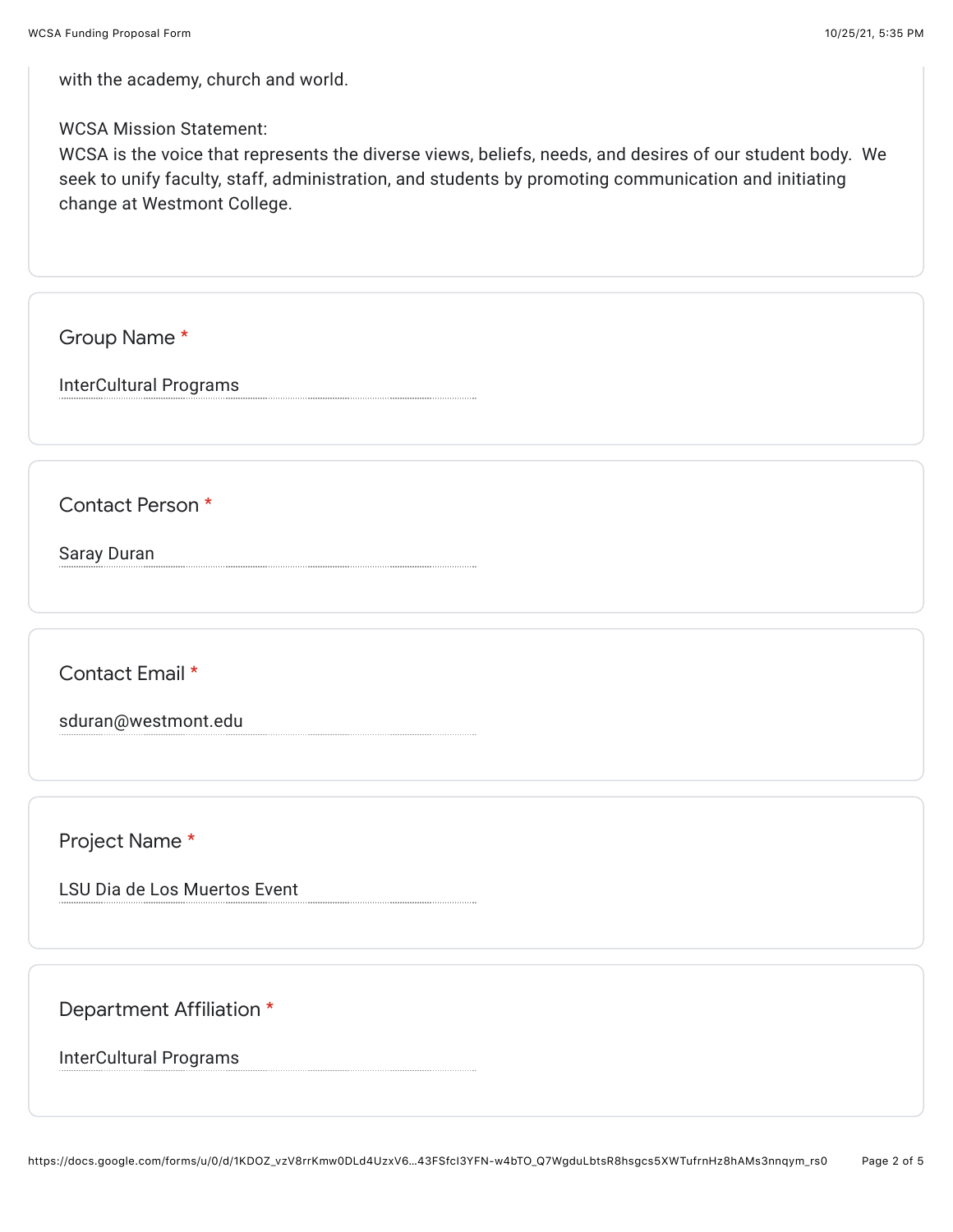with the academy, church and world.

WCSA Mission Statement:
WCSA is the voice that represents the diverse views, beliefs, needs, and desires of our student body. We seek to unify faculty, staff, administration, and students by promoting communication and initiating change at Westmont College.

Group Name *

InterCultural Programs

Contact Person *

Saray Duran

Contact Email *

sduran@westmont.edu

Project Name *

LSU Dia de Los Muertos Event

Department Affiliation *

InterCultural Programs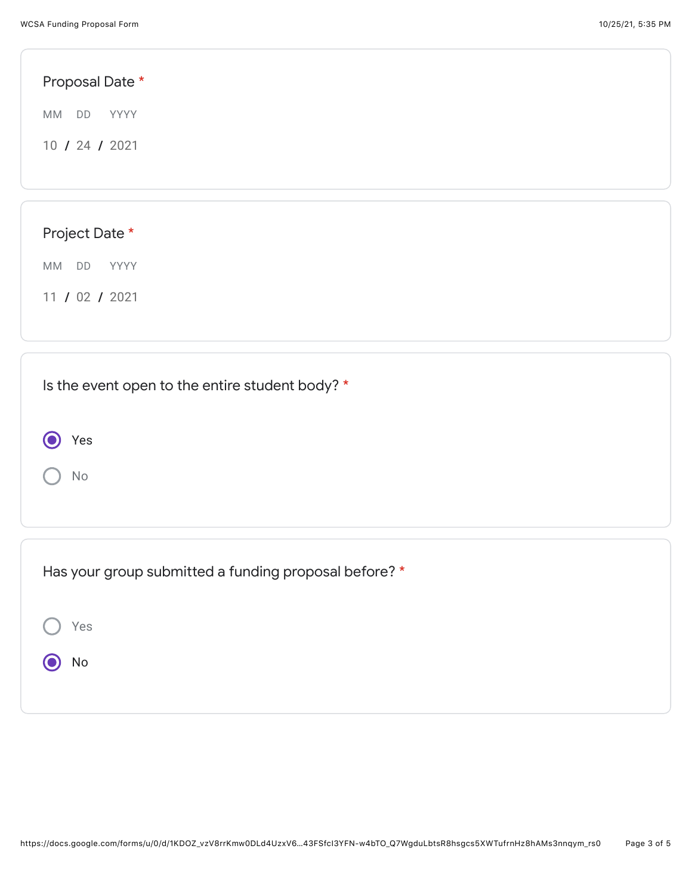**Proposal Date** *

MM DD YYYY

10 / 24 / 2021

**Project Date** *

MM DD YYYY

11 / 02 / 2021

**Is the event open to the entire student body?** *

- (•) Yes
- ( ) No

**Has your group submitted a funding proposal before?** *

- ( ) Yes
- (•) No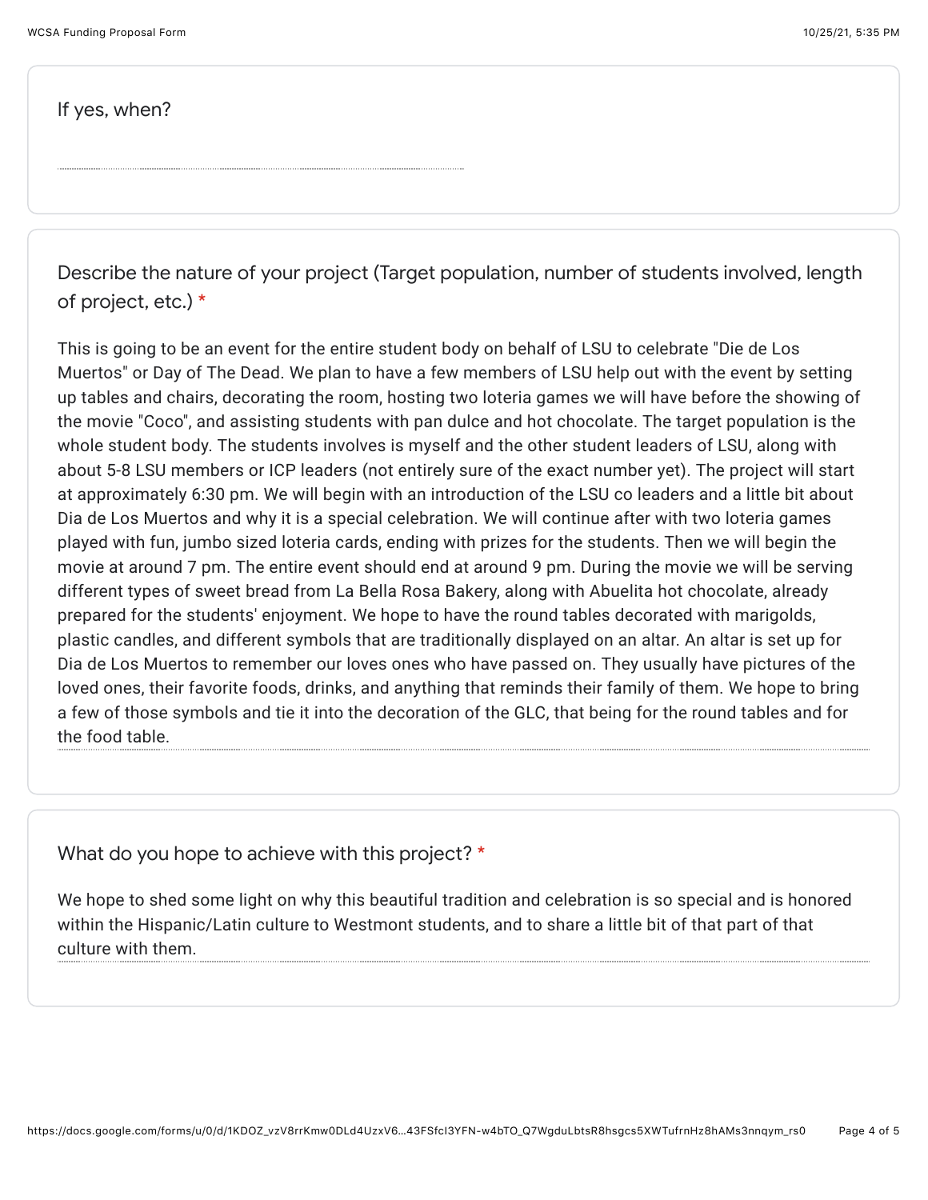If yes, when?

Describe the nature of your project (Target population, number of students involved, length of project, etc.) *

This is going to be an event for the entire student body on behalf of LSU to celebrate "Die de Los Muertos" or Day of The Dead. We plan to have a few members of LSU help out with the event by setting up tables and chairs, decorating the room, hosting two loteria games we will have before the showing of the movie "Coco", and assisting students with pan dulce and hot chocolate. The target population is the whole student body. The students involves is myself and the other student leaders of LSU, along with about 5-8 LSU members or ICP leaders (not entirely sure of the exact number yet). The project will start at approximately 6:30 pm. We will begin with an introduction of the LSU co leaders and a little bit about Dia de Los Muertos and why it is a special celebration. We will continue after with two loteria games played with fun, jumbo sized loteria cards, ending with prizes for the students. Then we will begin the movie at around 7 pm. The entire event should end at around 9 pm. During the movie we will be serving different types of sweet bread from La Bella Rosa Bakery, along with Abuelita hot chocolate, already prepared for the students' enjoyment. We hope to have the round tables decorated with marigolds, plastic candles, and different symbols that are traditionally displayed on an altar. An altar is set up for Dia de Los Muertos to remember our loves ones who have passed on. They usually have pictures of the loved ones, their favorite foods, drinks, and anything that reminds their family of them. We hope to bring a few of those symbols and tie it into the decoration of the GLC, that being for the round tables and for the food table.

What do you hope to achieve with this project? *

We hope to shed some light on why this beautiful tradition and celebration is so special and is honored within the Hispanic/Latin culture to Westmont students, and to share a little bit of that part of that culture with them.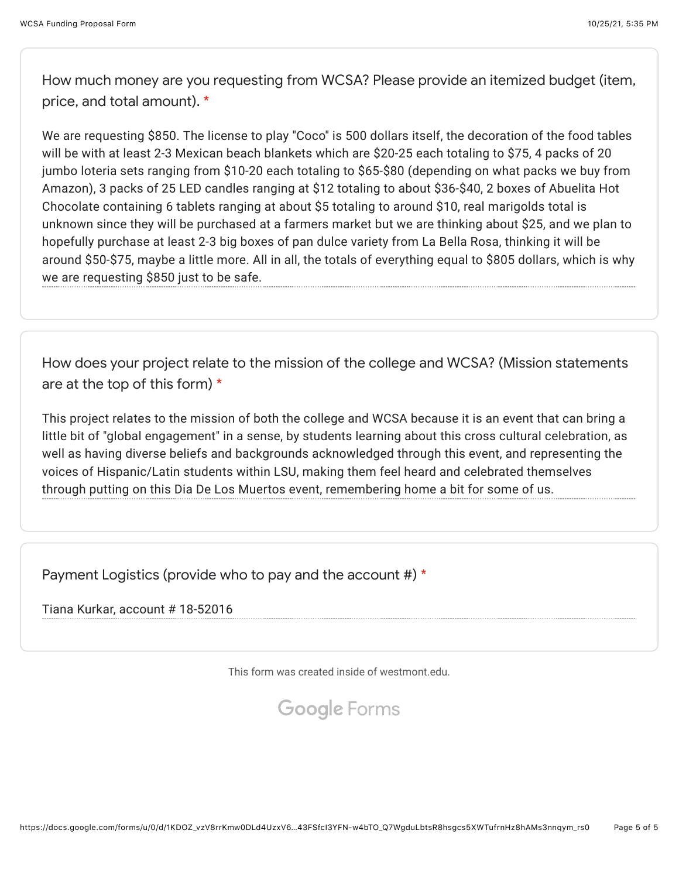How much money are you requesting from WCSA? Please provide an itemized budget (item, price, and total amount). *

We are requesting $850. The license to play "Coco" is 500 dollars itself, the decoration of the food tables will be with at least 2-3 Mexican beach blankets which are $20-25 each totaling to $75, 4 packs of 20 jumbo loteria sets ranging from $10-20 each totaling to $65-$80 (depending on what packs we buy from Amazon), 3 packs of 25 LED candles ranging at $12 totaling to about $36-$40, 2 boxes of Abuelita Hot Chocolate containing 6 tablets ranging at about $5 totaling to around $10, real marigolds total is unknown since they will be purchased at a farmers market but we are thinking about $25, and we plan to hopefully purchase at least 2-3 big boxes of pan dulce variety from La Bella Rosa, thinking it will be around $50-$75, maybe a little more. All in all, the totals of everything equal to $805 dollars, which is why we are requesting $850 just to be safe.

How does your project relate to the mission of the college and WCSA? (Mission statements are at the top of this form) *

This project relates to the mission of both the college and WCSA because it is an event that can bring a little bit of "global engagement" in a sense, by students learning about this cross cultural celebration, as well as having diverse beliefs and backgrounds acknowledged through this event, and representing the voices of Hispanic/Latin students within LSU, making them feel heard and celebrated themselves through putting on this Dia De Los Muertos event, remembering home a bit for some of us.

Payment Logistics (provide who to pay and the account #) *

Tiana Kurkar, account # 18-52016

This form was created inside of westmont.edu.

Google Forms